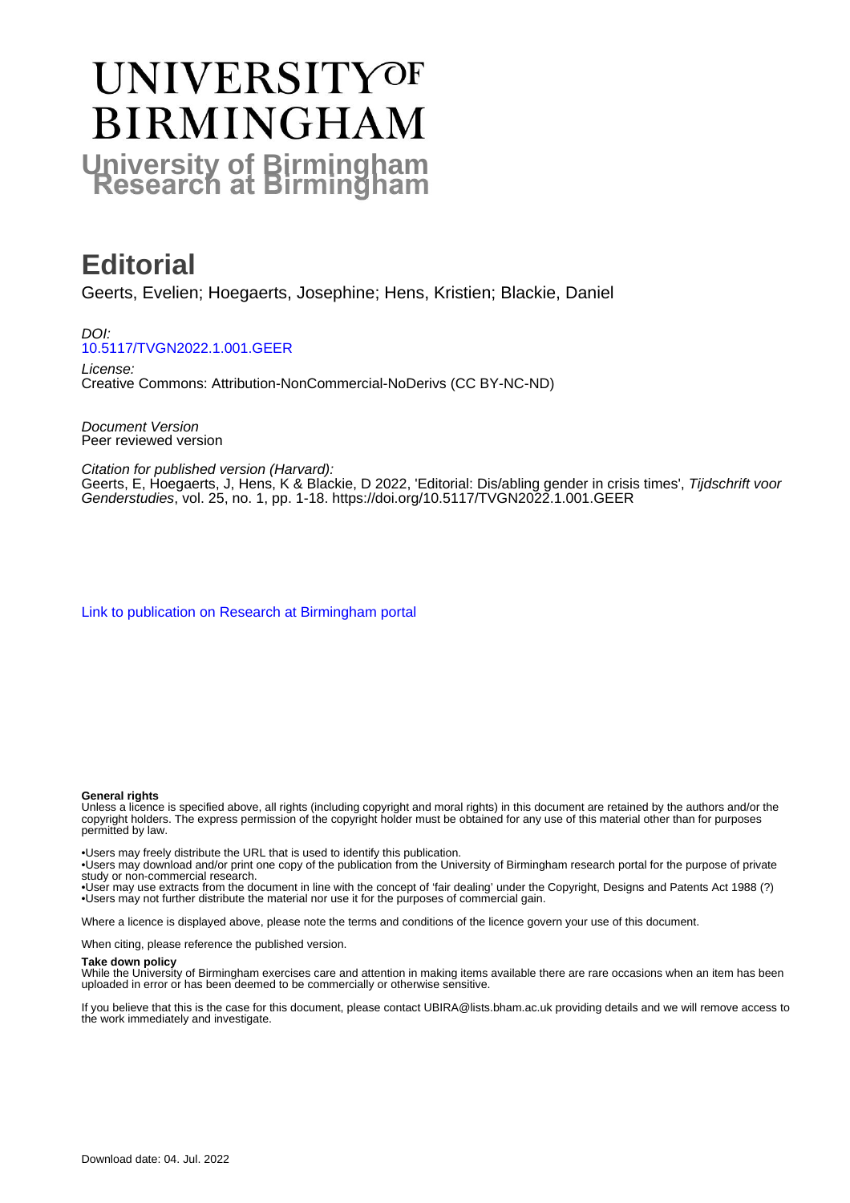# UNIVERSITY OF BIRMINGHAM

**University of Birmingham Research at Birmingham**

# Editorial

Geerts, Evelien; Hoegaerts, Josephine; Hens, Kristien; Blackie, Daniel

*DOI:*
[10.5117/TVGN2022.1.001.GEER](https://doi.org/10.5117/TVGN2022.1.001.GEER)

*License:*
Creative Commons: Attribution-NonCommercial-NoDerivs (CC BY-NC-ND)

*Document Version*
Peer reviewed version

*Citation for published version (Harvard):*
Geerts, E, Hoegaerts, J, Hens, K & Blackie, D 2022, 'Editorial: Dis/abling gender in crisis times', *Tijdschrift voor Genderstudies*, vol. 25, no. 1, pp. 1-18. https://doi.org/10.5117/TVGN2022.1.001.GEER

[Link to publication on Research at Birmingham portal]

**General rights**
Unless a licence is specified above, all rights (including copyright and moral rights) in this document are retained by the authors and/or the copyright holders. The express permission of the copyright holder must be obtained for any use of this material other than for purposes permitted by law.

•Users may freely distribute the URL that is used to identify this publication.
•Users may download and/or print one copy of the publication from the University of Birmingham research portal for the purpose of private study or non-commercial research.
•User may use extracts from the document in line with the concept of 'fair dealing' under the Copyright, Designs and Patents Act 1988 (?)
•Users may not further distribute the material nor use it for the purposes of commercial gain.

Where a licence is displayed above, please note the terms and conditions of the licence govern your use of this document.

When citing, please reference the published version.

**Take down policy**
While the University of Birmingham exercises care and attention in making items available there are rare occasions when an item has been uploaded in error or has been deemed to be commercially or otherwise sensitive.

If you believe that this is the case for this document, please contact UBIRA@lists.bham.ac.uk providing details and we will remove access to the work immediately and investigate.

Download date: 04. Jul. 2022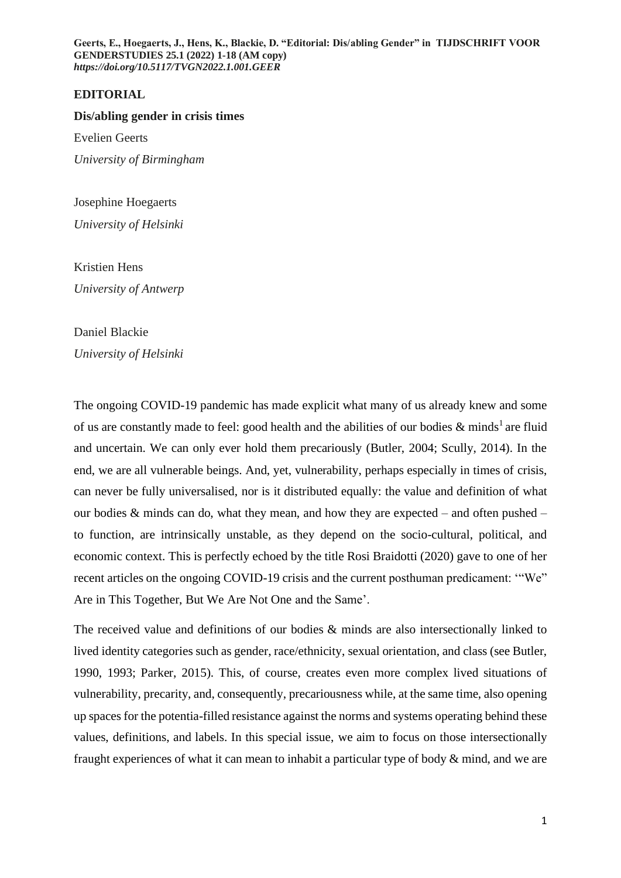# EDITORIAL

## Dis/abling gender in crisis times

Evelien Geerts

*University of Birmingham*

Josephine Hoegaerts

*University of Helsinki*

Kristien Hens

*University of Antwerp*

Daniel Blackie

*University of Helsinki*

The ongoing COVID-19 pandemic has made explicit what many of us already knew and some of us are constantly made to feel: good health and the abilities of our bodies & minds[1] are fluid and uncertain. We can only ever hold them precariously (Butler, 2004; Scully, 2014). In the end, we are all vulnerable beings. And, yet, vulnerability, perhaps especially in times of crisis, can never be fully universalised, nor is it distributed equally: the value and definition of what our bodies & minds can do, what they mean, and how they are expected – and often pushed – to function, are intrinsically unstable, as they depend on the socio-cultural, political, and economic context. This is perfectly echoed by the title Rosi Braidotti (2020) gave to one of her recent articles on the ongoing COVID-19 crisis and the current posthuman predicament: '"We" Are in This Together, But We Are Not One and the Same'.

The received value and definitions of our bodies & minds are also intersectionally linked to lived identity categories such as gender, race/ethnicity, sexual orientation, and class (see Butler, 1990, 1993; Parker, 2015). This, of course, creates even more complex lived situations of vulnerability, precarity, and, consequently, precariousness while, at the same time, also opening up spaces for the potentia-filled resistance against the norms and systems operating behind these values, definitions, and labels. In this special issue, we aim to focus on those intersectionally fraught experiences of what it can mean to inhabit a particular type of body & mind, and we are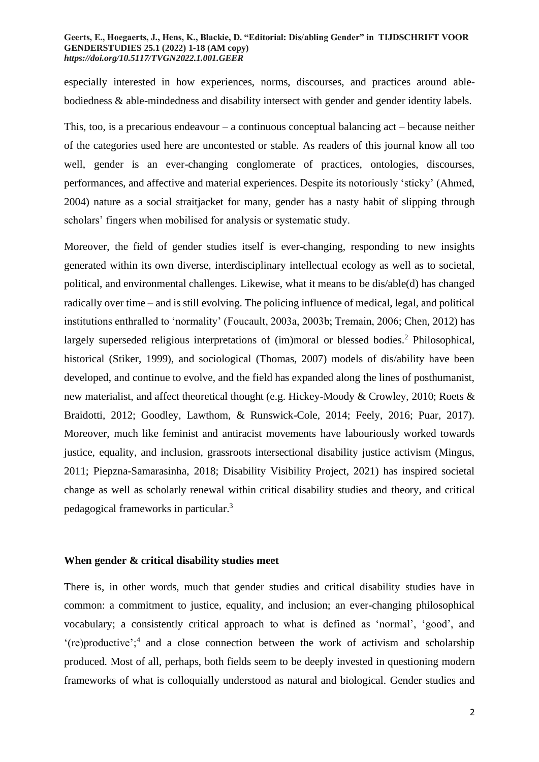especially interested in how experiences, norms, discourses, and practices around able-bodiedness & able-mindedness and disability intersect with gender and gender identity labels.

This, too, is a precarious endeavour – a continuous conceptual balancing act – because neither of the categories used here are uncontested or stable. As readers of this journal know all too well, gender is an ever-changing conglomerate of practices, ontologies, discourses, performances, and affective and material experiences. Despite its notoriously 'sticky' (Ahmed, 2004) nature as a social straitjacket for many, gender has a nasty habit of slipping through scholars' fingers when mobilised for analysis or systematic study.

Moreover, the field of gender studies itself is ever-changing, responding to new insights generated within its own diverse, interdisciplinary intellectual ecology as well as to societal, political, and environmental challenges. Likewise, what it means to be dis/able(d) has changed radically over time – and is still evolving. The policing influence of medical, legal, and political institutions enthralled to 'normality' (Foucault, 2003a, 2003b; Tremain, 2006; Chen, 2012) has largely superseded religious interpretations of (im)moral or blessed bodies.[2] Philosophical, historical (Stiker, 1999), and sociological (Thomas, 2007) models of dis/ability have been developed, and continue to evolve, and the field has expanded along the lines of posthumanist, new materialist, and affect theoretical thought (e.g. Hickey-Moody & Crowley, 2010; Roets & Braidotti, 2012; Goodley, Lawthom, & Runswick-Cole, 2014; Feely, 2016; Puar, 2017). Moreover, much like feminist and antiracist movements have labouriously worked towards justice, equality, and inclusion, grassroots intersectional disability justice activism (Mingus, 2011; Piepzna-Samarasinha, 2018; Disability Visibility Project, 2021) has inspired societal change as well as scholarly renewal within critical disability studies and theory, and critical pedagogical frameworks in particular.[3]

## When gender & critical disability studies meet

There is, in other words, much that gender studies and critical disability studies have in common: a commitment to justice, equality, and inclusion; an ever-changing philosophical vocabulary; a consistently critical approach to what is defined as 'normal', 'good', and '(re)productive';[4] and a close connection between the work of activism and scholarship produced. Most of all, perhaps, both fields seem to be deeply invested in questioning modern frameworks of what is colloquially understood as natural and biological. Gender studies and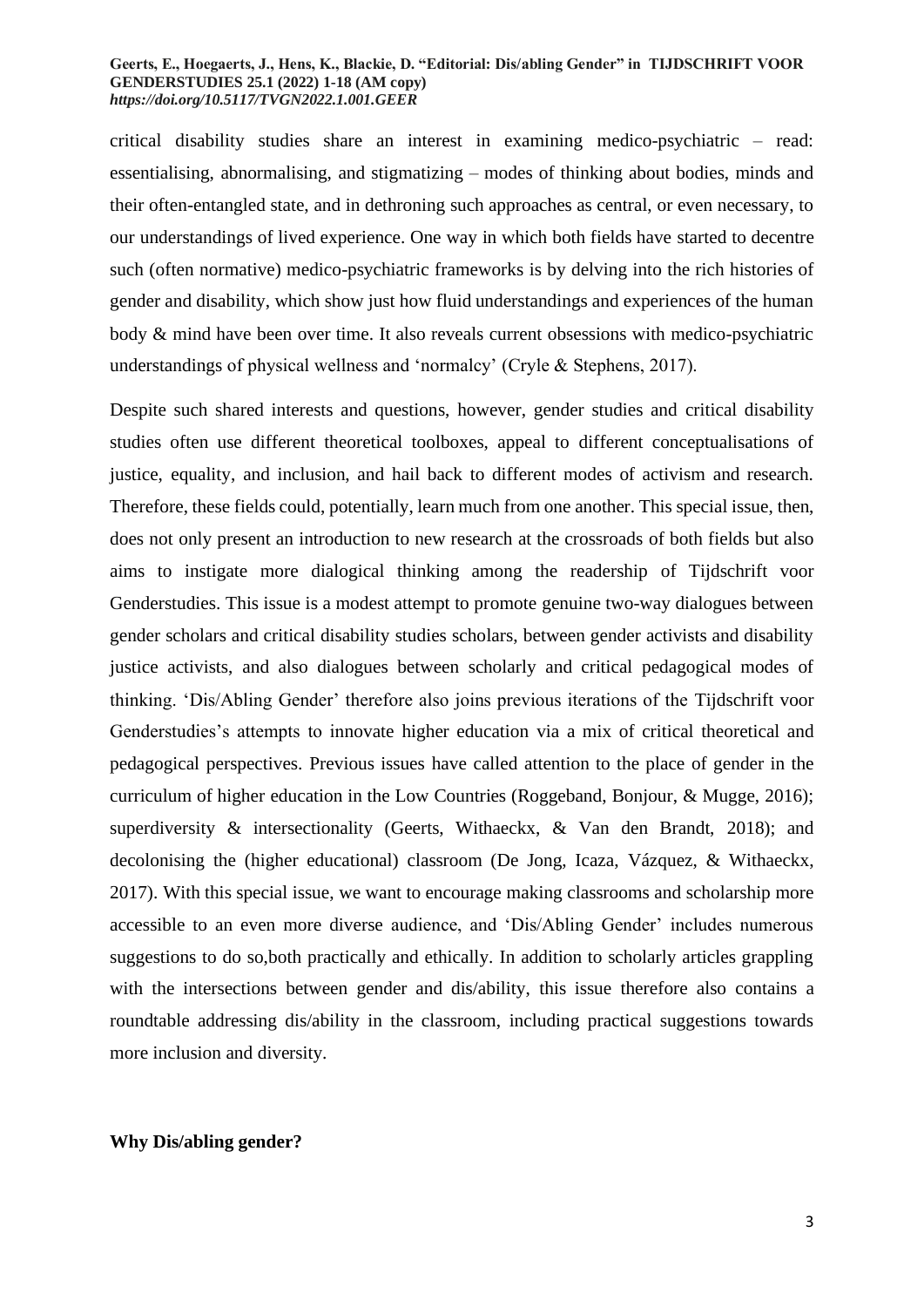critical disability studies share an interest in examining medico-psychiatric – read: essentialising, abnormalising, and stigmatizing – modes of thinking about bodies, minds and their often-entangled state, and in dethroning such approaches as central, or even necessary, to our understandings of lived experience. One way in which both fields have started to decentre such (often normative) medico-psychiatric frameworks is by delving into the rich histories of gender and disability, which show just how fluid understandings and experiences of the human body & mind have been over time. It also reveals current obsessions with medico-psychiatric understandings of physical wellness and 'normalcy' (Cryle & Stephens, 2017).

Despite such shared interests and questions, however, gender studies and critical disability studies often use different theoretical toolboxes, appeal to different conceptualisations of justice, equality, and inclusion, and hail back to different modes of activism and research. Therefore, these fields could, potentially, learn much from one another. This special issue, then, does not only present an introduction to new research at the crossroads of both fields but also aims to instigate more dialogical thinking among the readership of Tijdschrift voor Genderstudies. This issue is a modest attempt to promote genuine two-way dialogues between gender scholars and critical disability studies scholars, between gender activists and disability justice activists, and also dialogues between scholarly and critical pedagogical modes of thinking. 'Dis/Abling Gender' therefore also joins previous iterations of the Tijdschrift voor Genderstudies's attempts to innovate higher education via a mix of critical theoretical and pedagogical perspectives. Previous issues have called attention to the place of gender in the curriculum of higher education in the Low Countries (Roggeband, Bonjour, & Mugge, 2016); superdiversity & intersectionality (Geerts, Withaeckx, & Van den Brandt, 2018); and decolonising the (higher educational) classroom (De Jong, Icaza, Vázquez, & Withaeckx, 2017). With this special issue, we want to encourage making classrooms and scholarship more accessible to an even more diverse audience, and 'Dis/Abling Gender' includes numerous suggestions to do so,both practically and ethically. In addition to scholarly articles grappling with the intersections between gender and dis/ability, this issue therefore also contains a roundtable addressing dis/ability in the classroom, including practical suggestions towards more inclusion and diversity.

**Why Dis/abling gender?**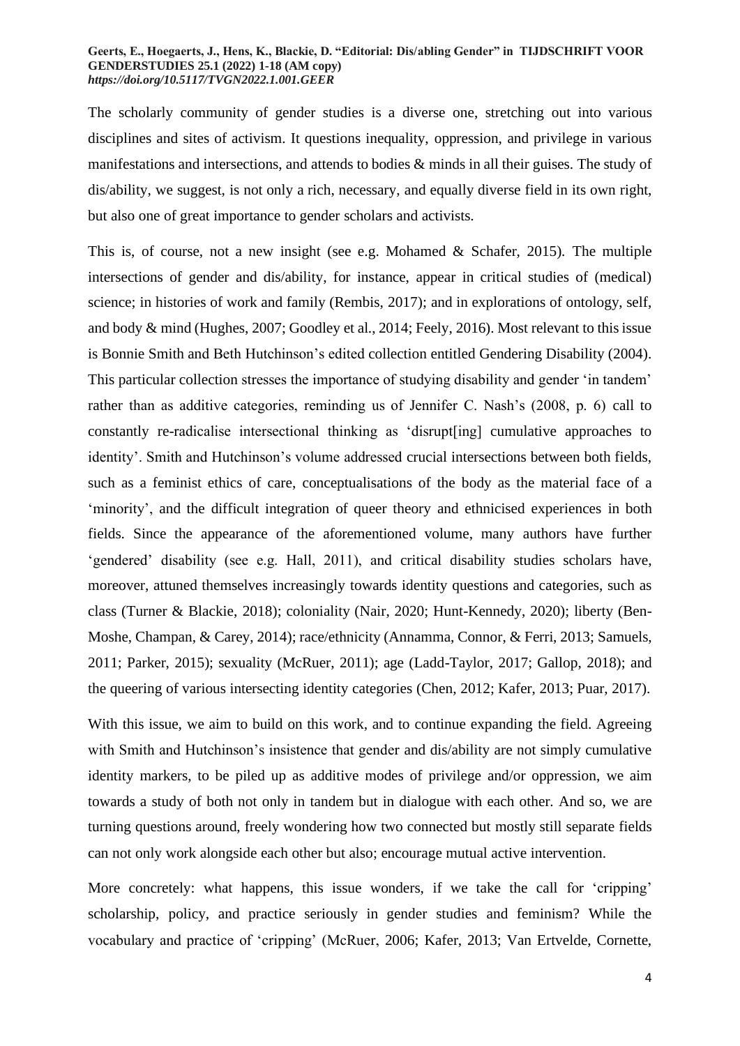The scholarly community of gender studies is a diverse one, stretching out into various disciplines and sites of activism. It questions inequality, oppression, and privilege in various manifestations and intersections, and attends to bodies & minds in all their guises. The study of dis/ability, we suggest, is not only a rich, necessary, and equally diverse field in its own right, but also one of great importance to gender scholars and activists.

This is, of course, not a new insight (see e.g. Mohamed & Schafer, 2015). The multiple intersections of gender and dis/ability, for instance, appear in critical studies of (medical) science; in histories of work and family (Rembis, 2017); and in explorations of ontology, self, and body & mind (Hughes, 2007; Goodley et al., 2014; Feely, 2016). Most relevant to this issue is Bonnie Smith and Beth Hutchinson's edited collection entitled Gendering Disability (2004). This particular collection stresses the importance of studying disability and gender 'in tandem' rather than as additive categories, reminding us of Jennifer C. Nash's (2008, p. 6) call to constantly re-radicalise intersectional thinking as 'disrupt[ing] cumulative approaches to identity'. Smith and Hutchinson's volume addressed crucial intersections between both fields, such as a feminist ethics of care, conceptualisations of the body as the material face of a 'minority', and the difficult integration of queer theory and ethnicised experiences in both fields. Since the appearance of the aforementioned volume, many authors have further 'gendered' disability (see e.g. Hall, 2011), and critical disability studies scholars have, moreover, attuned themselves increasingly towards identity questions and categories, such as class (Turner & Blackie, 2018); coloniality (Nair, 2020; Hunt-Kennedy, 2020); liberty (Ben-Moshe, Champan, & Carey, 2014); race/ethnicity (Annamma, Connor, & Ferri, 2013; Samuels, 2011; Parker, 2015); sexuality (McRuer, 2011); age (Ladd-Taylor, 2017; Gallop, 2018); and the queering of various intersecting identity categories (Chen, 2012; Kafer, 2013; Puar, 2017).

With this issue, we aim to build on this work, and to continue expanding the field. Agreeing with Smith and Hutchinson's insistence that gender and dis/ability are not simply cumulative identity markers, to be piled up as additive modes of privilege and/or oppression, we aim towards a study of both not only in tandem but in dialogue with each other. And so, we are turning questions around, freely wondering how two connected but mostly still separate fields can not only work alongside each other but also; encourage mutual active intervention.

More concretely: what happens, this issue wonders, if we take the call for 'cripping' scholarship, policy, and practice seriously in gender studies and feminism? While the vocabulary and practice of 'cripping' (McRuer, 2006; Kafer, 2013; Van Ertvelde, Cornette,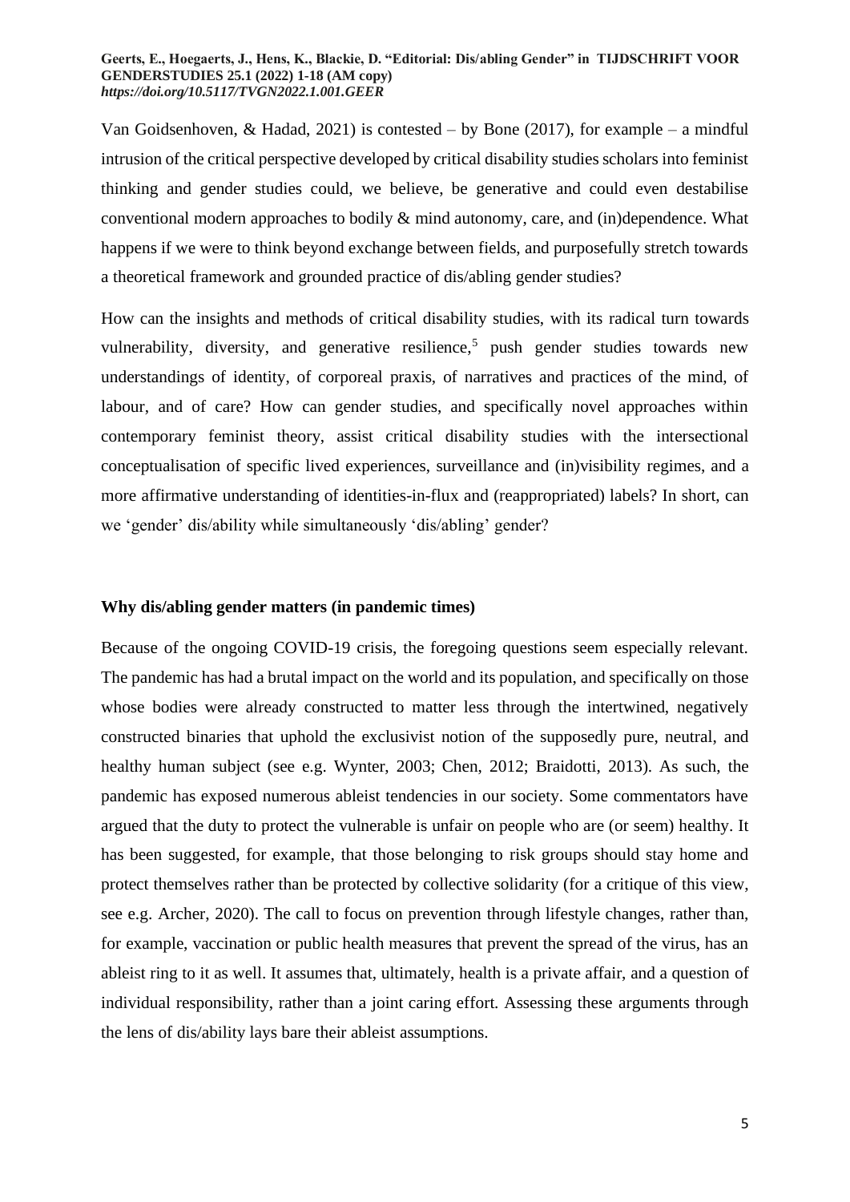Van Goidsenhoven, & Hadad, 2021) is contested – by Bone (2017), for example – a mindful intrusion of the critical perspective developed by critical disability studies scholars into feminist thinking and gender studies could, we believe, be generative and could even destabilise conventional modern approaches to bodily & mind autonomy, care, and (in)dependence. What happens if we were to think beyond exchange between fields, and purposefully stretch towards a theoretical framework and grounded practice of dis/abling gender studies?

How can the insights and methods of critical disability studies, with its radical turn towards vulnerability, diversity, and generative resilience,[5] push gender studies towards new understandings of identity, of corporeal praxis, of narratives and practices of the mind, of labour, and of care? How can gender studies, and specifically novel approaches within contemporary feminist theory, assist critical disability studies with the intersectional conceptualisation of specific lived experiences, surveillance and (in)visibility regimes, and a more affirmative understanding of identities-in-flux and (reappropriated) labels? In short, can we 'gender' dis/ability while simultaneously 'dis/abling' gender?

## Why dis/abling gender matters (in pandemic times)

Because of the ongoing COVID-19 crisis, the foregoing questions seem especially relevant. The pandemic has had a brutal impact on the world and its population, and specifically on those whose bodies were already constructed to matter less through the intertwined, negatively constructed binaries that uphold the exclusivist notion of the supposedly pure, neutral, and healthy human subject (see e.g. Wynter, 2003; Chen, 2012; Braidotti, 2013). As such, the pandemic has exposed numerous ableist tendencies in our society. Some commentators have argued that the duty to protect the vulnerable is unfair on people who are (or seem) healthy. It has been suggested, for example, that those belonging to risk groups should stay home and protect themselves rather than be protected by collective solidarity (for a critique of this view, see e.g. Archer, 2020). The call to focus on prevention through lifestyle changes, rather than, for example, vaccination or public health measures that prevent the spread of the virus, has an ableist ring to it as well. It assumes that, ultimately, health is a private affair, and a question of individual responsibility, rather than a joint caring effort. Assessing these arguments through the lens of dis/ability lays bare their ableist assumptions.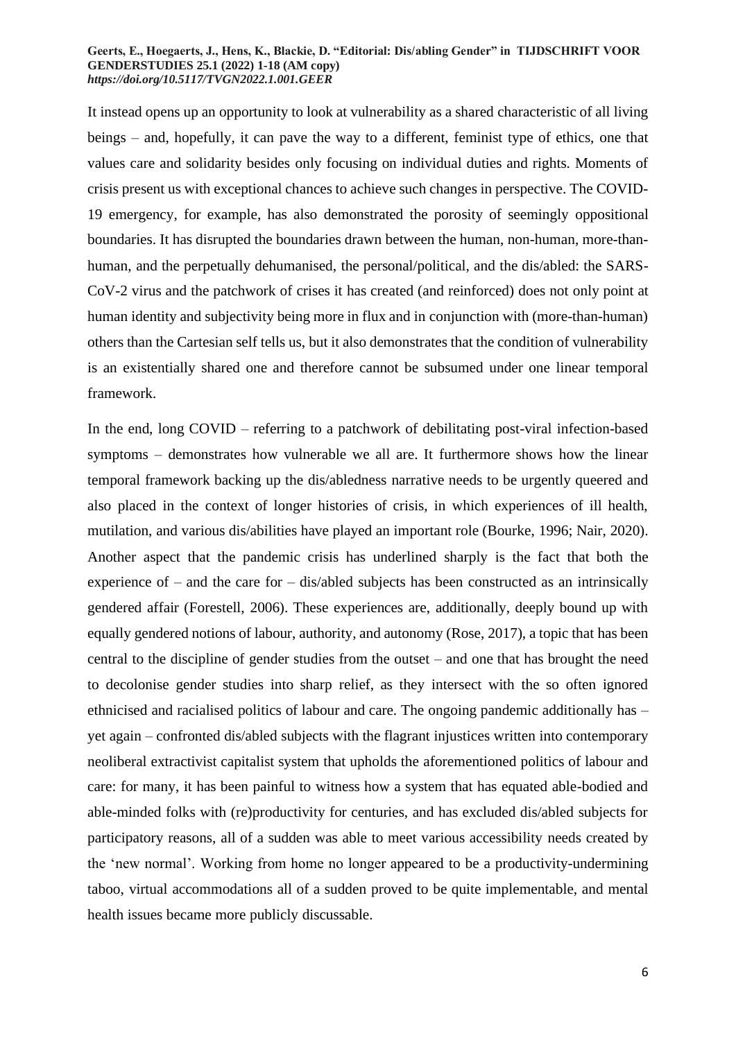It instead opens up an opportunity to look at vulnerability as a shared characteristic of all living beings – and, hopefully, it can pave the way to a different, feminist type of ethics, one that values care and solidarity besides only focusing on individual duties and rights. Moments of crisis present us with exceptional chances to achieve such changes in perspective. The COVID-19 emergency, for example, has also demonstrated the porosity of seemingly oppositional boundaries. It has disrupted the boundaries drawn between the human, non-human, more-than-human, and the perpetually dehumanised, the personal/political, and the dis/abled: the SARS-CoV-2 virus and the patchwork of crises it has created (and reinforced) does not only point at human identity and subjectivity being more in flux and in conjunction with (more-than-human) others than the Cartesian self tells us, but it also demonstrates that the condition of vulnerability is an existentially shared one and therefore cannot be subsumed under one linear temporal framework.

In the end, long COVID – referring to a patchwork of debilitating post-viral infection-based symptoms – demonstrates how vulnerable we all are. It furthermore shows how the linear temporal framework backing up the dis/abledness narrative needs to be urgently queered and also placed in the context of longer histories of crisis, in which experiences of ill health, mutilation, and various dis/abilities have played an important role (Bourke, 1996; Nair, 2020). Another aspect that the pandemic crisis has underlined sharply is the fact that both the experience of – and the care for – dis/abled subjects has been constructed as an intrinsically gendered affair (Forestell, 2006). These experiences are, additionally, deeply bound up with equally gendered notions of labour, authority, and autonomy (Rose, 2017), a topic that has been central to the discipline of gender studies from the outset – and one that has brought the need to decolonise gender studies into sharp relief, as they intersect with the so often ignored ethnicised and racialised politics of labour and care. The ongoing pandemic additionally has – yet again – confronted dis/abled subjects with the flagrant injustices written into contemporary neoliberal extractivist capitalist system that upholds the aforementioned politics of labour and care: for many, it has been painful to witness how a system that has equated able-bodied and able-minded folks with (re)productivity for centuries, and has excluded dis/abled subjects for participatory reasons, all of a sudden was able to meet various accessibility needs created by the 'new normal'. Working from home no longer appeared to be a productivity-undermining taboo, virtual accommodations all of a sudden proved to be quite implementable, and mental health issues became more publicly discussable.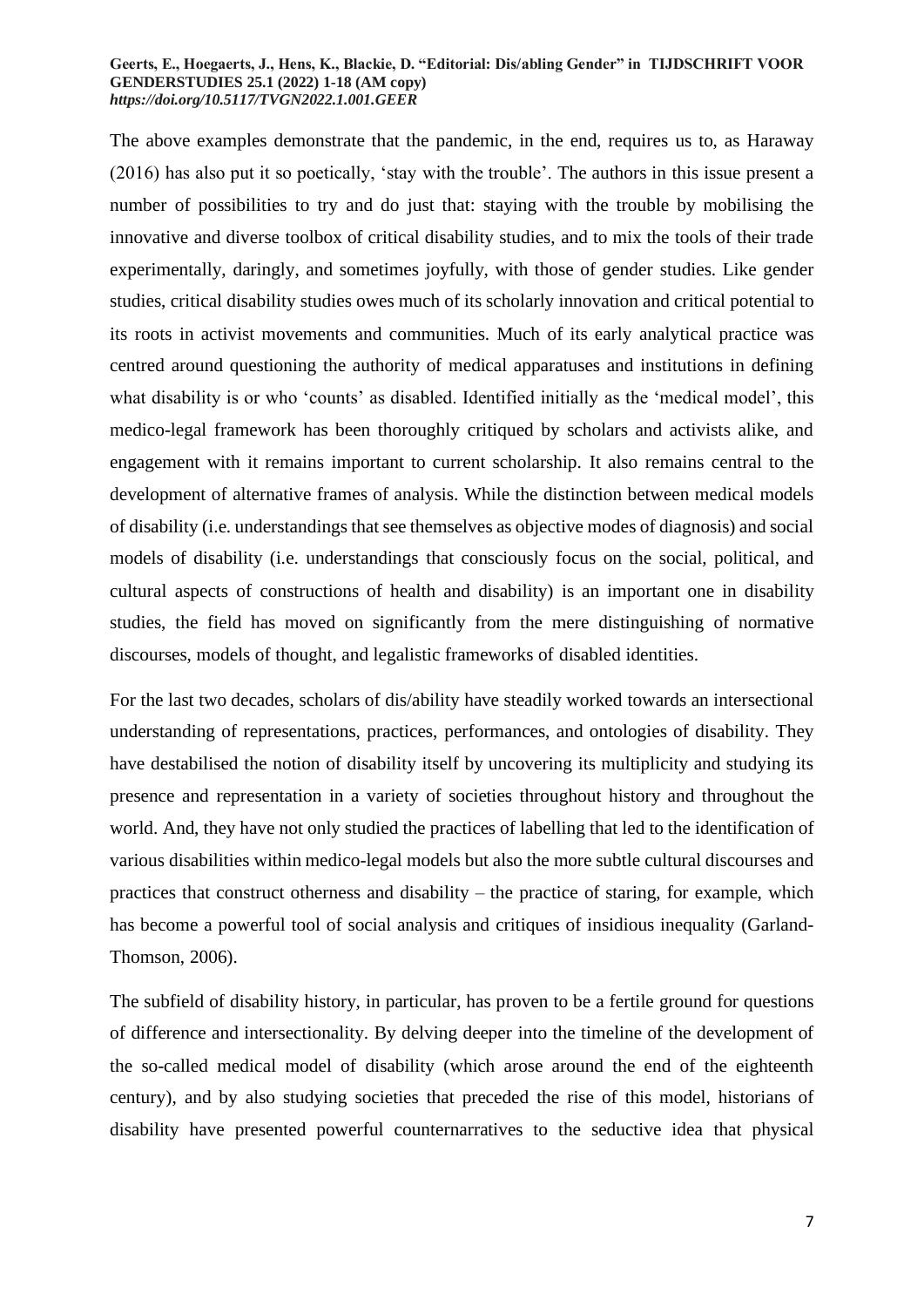The above examples demonstrate that the pandemic, in the end, requires us to, as Haraway (2016) has also put it so poetically, 'stay with the trouble'. The authors in this issue present a number of possibilities to try and do just that: staying with the trouble by mobilising the innovative and diverse toolbox of critical disability studies, and to mix the tools of their trade experimentally, daringly, and sometimes joyfully, with those of gender studies. Like gender studies, critical disability studies owes much of its scholarly innovation and critical potential to its roots in activist movements and communities. Much of its early analytical practice was centred around questioning the authority of medical apparatuses and institutions in defining what disability is or who 'counts' as disabled. Identified initially as the 'medical model', this medico-legal framework has been thoroughly critiqued by scholars and activists alike, and engagement with it remains important to current scholarship. It also remains central to the development of alternative frames of analysis. While the distinction between medical models of disability (i.e. understandings that see themselves as objective modes of diagnosis) and social models of disability (i.e. understandings that consciously focus on the social, political, and cultural aspects of constructions of health and disability) is an important one in disability studies, the field has moved on significantly from the mere distinguishing of normative discourses, models of thought, and legalistic frameworks of disabled identities.

For the last two decades, scholars of dis/ability have steadily worked towards an intersectional understanding of representations, practices, performances, and ontologies of disability. They have destabilised the notion of disability itself by uncovering its multiplicity and studying its presence and representation in a variety of societies throughout history and throughout the world. And, they have not only studied the practices of labelling that led to the identification of various disabilities within medico-legal models but also the more subtle cultural discourses and practices that construct otherness and disability – the practice of staring, for example, which has become a powerful tool of social analysis and critiques of insidious inequality (Garland-Thomson, 2006).

The subfield of disability history, in particular, has proven to be a fertile ground for questions of difference and intersectionality. By delving deeper into the timeline of the development of the so-called medical model of disability (which arose around the end of the eighteenth century), and by also studying societies that preceded the rise of this model, historians of disability have presented powerful counternarratives to the seductive idea that physical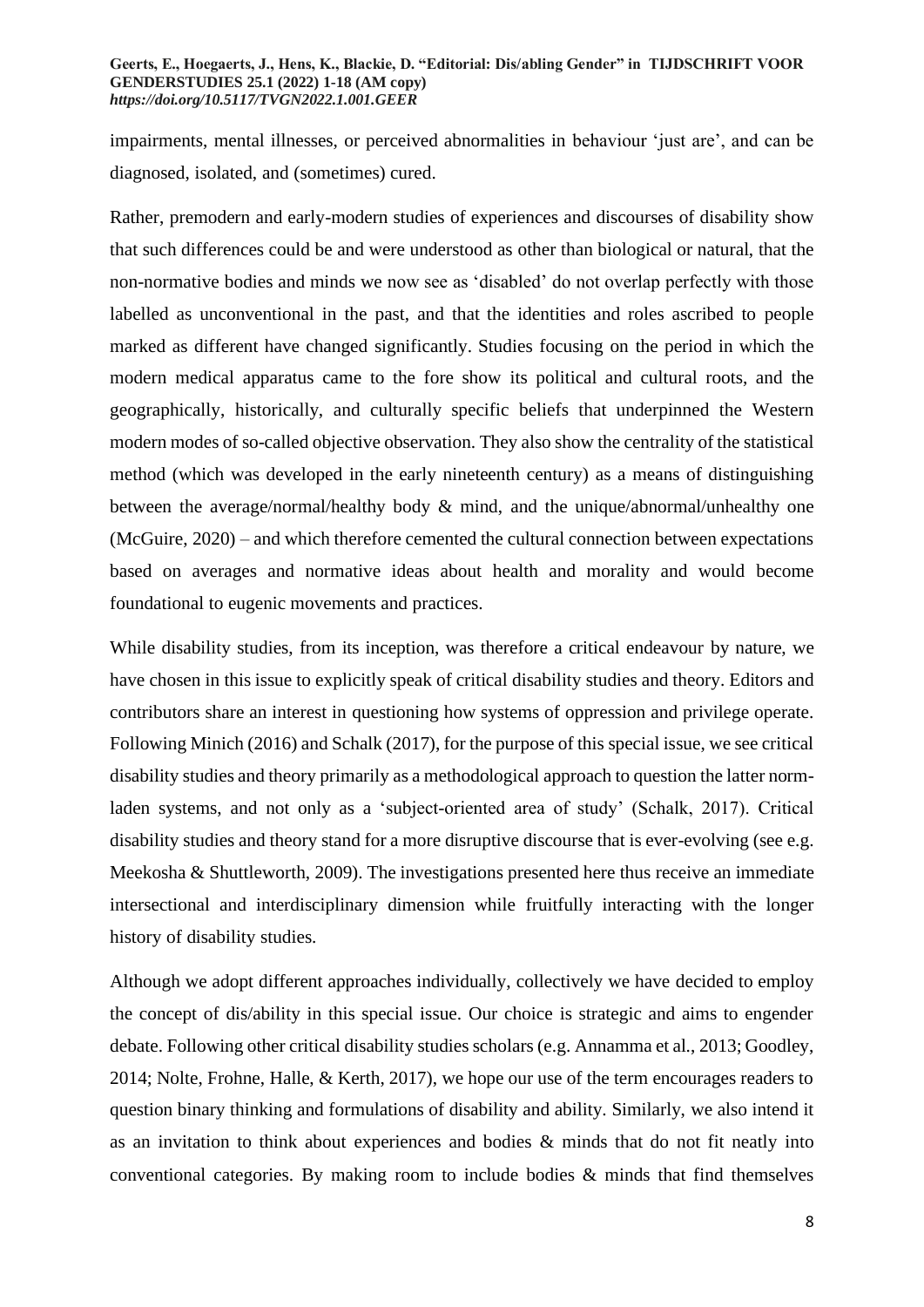impairments, mental illnesses, or perceived abnormalities in behaviour 'just are', and can be diagnosed, isolated, and (sometimes) cured.

Rather, premodern and early-modern studies of experiences and discourses of disability show that such differences could be and were understood as other than biological or natural, that the non-normative bodies and minds we now see as 'disabled' do not overlap perfectly with those labelled as unconventional in the past, and that the identities and roles ascribed to people marked as different have changed significantly. Studies focusing on the period in which the modern medical apparatus came to the fore show its political and cultural roots, and the geographically, historically, and culturally specific beliefs that underpinned the Western modern modes of so-called objective observation. They also show the centrality of the statistical method (which was developed in the early nineteenth century) as a means of distinguishing between the average/normal/healthy body & mind, and the unique/abnormal/unhealthy one (McGuire, 2020) – and which therefore cemented the cultural connection between expectations based on averages and normative ideas about health and morality and would become foundational to eugenic movements and practices.

While disability studies, from its inception, was therefore a critical endeavour by nature, we have chosen in this issue to explicitly speak of critical disability studies and theory. Editors and contributors share an interest in questioning how systems of oppression and privilege operate. Following Minich (2016) and Schalk (2017), for the purpose of this special issue, we see critical disability studies and theory primarily as a methodological approach to question the latter norm-laden systems, and not only as a 'subject-oriented area of study' (Schalk, 2017). Critical disability studies and theory stand for a more disruptive discourse that is ever-evolving (see e.g. Meekosha & Shuttleworth, 2009). The investigations presented here thus receive an immediate intersectional and interdisciplinary dimension while fruitfully interacting with the longer history of disability studies.

Although we adopt different approaches individually, collectively we have decided to employ the concept of dis/ability in this special issue. Our choice is strategic and aims to engender debate. Following other critical disability studies scholars (e.g. Annamma et al., 2013; Goodley, 2014; Nolte, Frohne, Halle, & Kerth, 2017), we hope our use of the term encourages readers to question binary thinking and formulations of disability and ability. Similarly, we also intend it as an invitation to think about experiences and bodies & minds that do not fit neatly into conventional categories. By making room to include bodies & minds that find themselves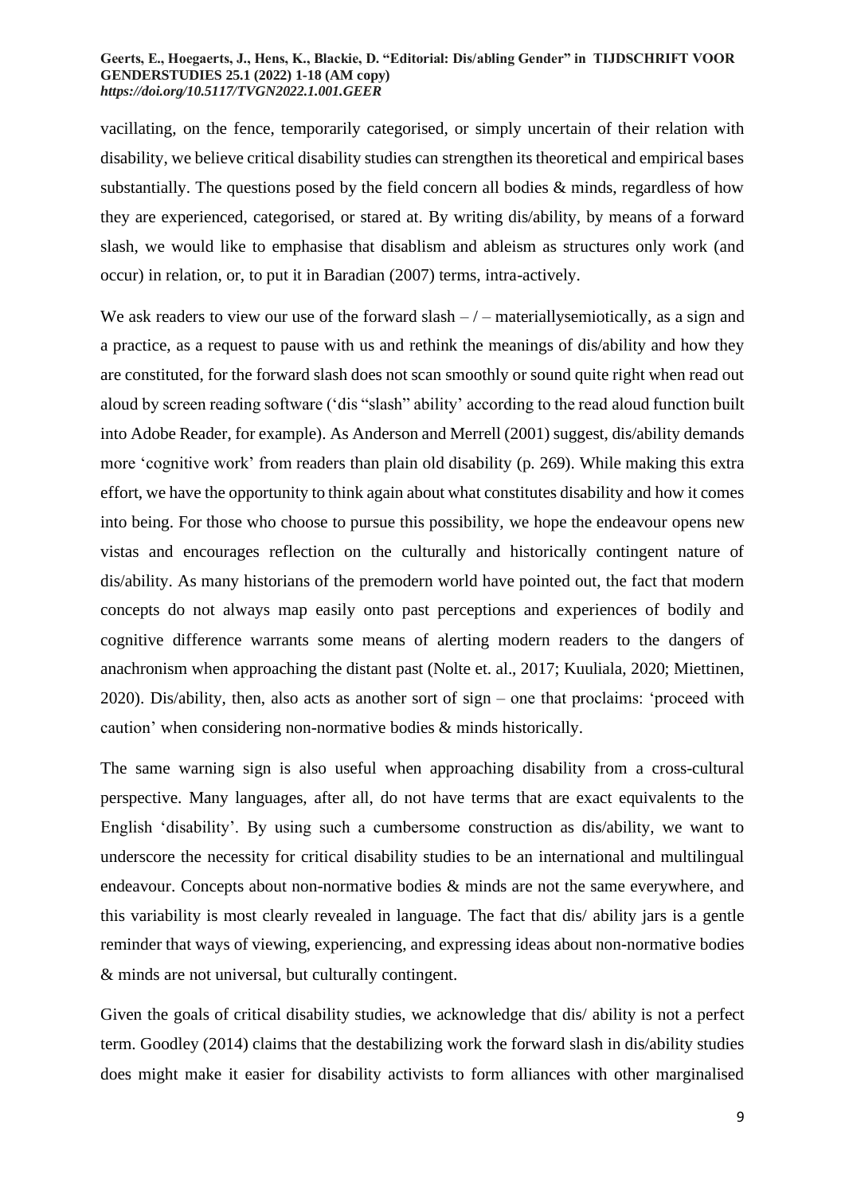vacillating, on the fence, temporarily categorised, or simply uncertain of their relation with disability, we believe critical disability studies can strengthen its theoretical and empirical bases substantially. The questions posed by the field concern all bodies & minds, regardless of how they are experienced, categorised, or stared at. By writing dis/ability, by means of a forward slash, we would like to emphasise that disablism and ableism as structures only work (and occur) in relation, or, to put it in Baradian (2007) terms, intra-actively.

We ask readers to view our use of the forward slash – / – materiallysemiotically, as a sign and a practice, as a request to pause with us and rethink the meanings of dis/ability and how they are constituted, for the forward slash does not scan smoothly or sound quite right when read out aloud by screen reading software ('dis "slash" ability' according to the read aloud function built into Adobe Reader, for example). As Anderson and Merrell (2001) suggest, dis/ability demands more 'cognitive work' from readers than plain old disability (p. 269). While making this extra effort, we have the opportunity to think again about what constitutes disability and how it comes into being. For those who choose to pursue this possibility, we hope the endeavour opens new vistas and encourages reflection on the culturally and historically contingent nature of dis/ability. As many historians of the premodern world have pointed out, the fact that modern concepts do not always map easily onto past perceptions and experiences of bodily and cognitive difference warrants some means of alerting modern readers to the dangers of anachronism when approaching the distant past (Nolte et. al., 2017; Kuuliala, 2020; Miettinen, 2020). Dis/ability, then, also acts as another sort of sign – one that proclaims: 'proceed with caution' when considering non-normative bodies & minds historically.

The same warning sign is also useful when approaching disability from a cross-cultural perspective. Many languages, after all, do not have terms that are exact equivalents to the English 'disability'. By using such a cumbersome construction as dis/ability, we want to underscore the necessity for critical disability studies to be an international and multilingual endeavour. Concepts about non-normative bodies & minds are not the same everywhere, and this variability is most clearly revealed in language. The fact that dis/ ability jars is a gentle reminder that ways of viewing, experiencing, and expressing ideas about non-normative bodies & minds are not universal, but culturally contingent.

Given the goals of critical disability studies, we acknowledge that dis/ ability is not a perfect term. Goodley (2014) claims that the destabilizing work the forward slash in dis/ability studies does might make it easier for disability activists to form alliances with other marginalised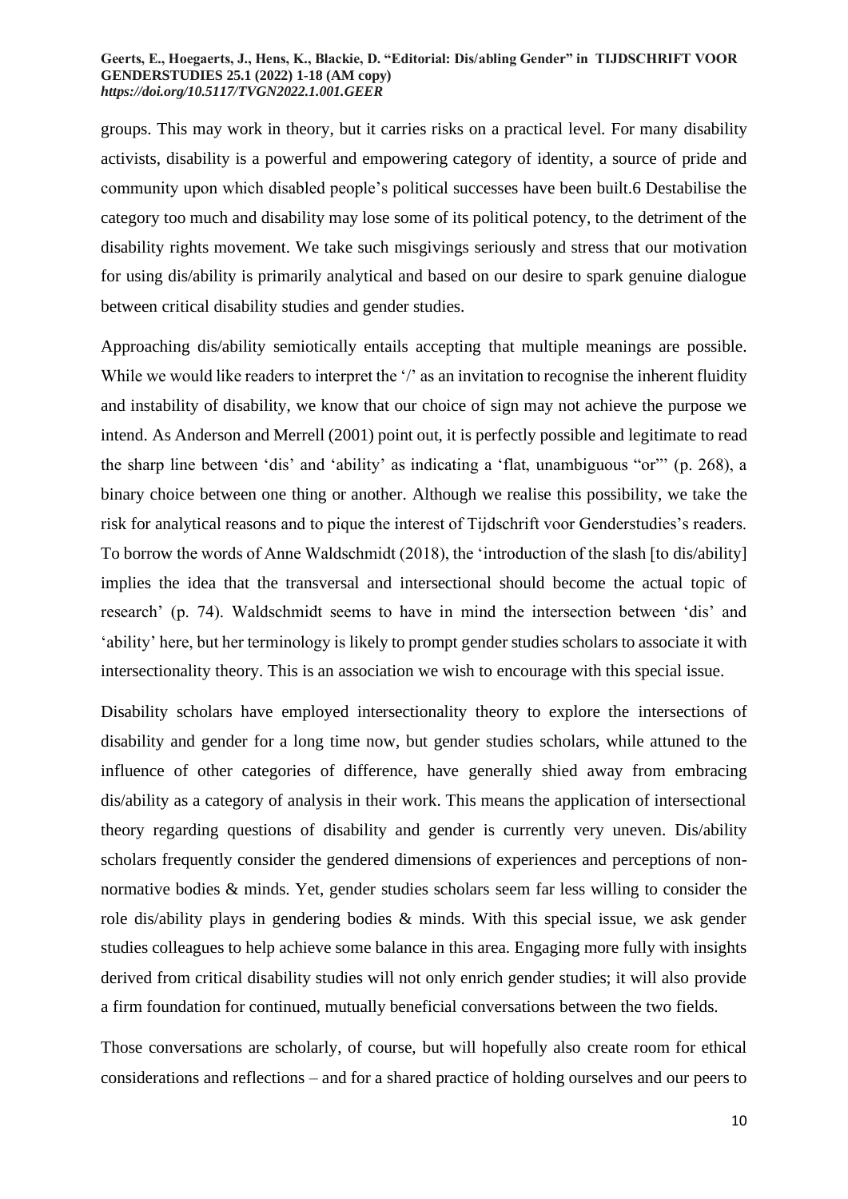groups. This may work in theory, but it carries risks on a practical level. For many disability activists, disability is a powerful and empowering category of identity, a source of pride and community upon which disabled people's political successes have been built.6 Destabilise the category too much and disability may lose some of its political potency, to the detriment of the disability rights movement. We take such misgivings seriously and stress that our motivation for using dis/ability is primarily analytical and based on our desire to spark genuine dialogue between critical disability studies and gender studies.

Approaching dis/ability semiotically entails accepting that multiple meanings are possible. While we would like readers to interpret the '/' as an invitation to recognise the inherent fluidity and instability of disability, we know that our choice of sign may not achieve the purpose we intend. As Anderson and Merrell (2001) point out, it is perfectly possible and legitimate to read the sharp line between 'dis' and 'ability' as indicating a 'flat, unambiguous "or"' (p. 268), a binary choice between one thing or another. Although we realise this possibility, we take the risk for analytical reasons and to pique the interest of Tijdschrift voor Genderstudies's readers. To borrow the words of Anne Waldschmidt (2018), the 'introduction of the slash [to dis/ability] implies the idea that the transversal and intersectional should become the actual topic of research' (p. 74). Waldschmidt seems to have in mind the intersection between 'dis' and 'ability' here, but her terminology is likely to prompt gender studies scholars to associate it with intersectionality theory. This is an association we wish to encourage with this special issue.

Disability scholars have employed intersectionality theory to explore the intersections of disability and gender for a long time now, but gender studies scholars, while attuned to the influence of other categories of difference, have generally shied away from embracing dis/ability as a category of analysis in their work. This means the application of intersectional theory regarding questions of disability and gender is currently very uneven. Dis/ability scholars frequently consider the gendered dimensions of experiences and perceptions of non-normative bodies & minds. Yet, gender studies scholars seem far less willing to consider the role dis/ability plays in gendering bodies & minds. With this special issue, we ask gender studies colleagues to help achieve some balance in this area. Engaging more fully with insights derived from critical disability studies will not only enrich gender studies; it will also provide a firm foundation for continued, mutually beneficial conversations between the two fields.

Those conversations are scholarly, of course, but will hopefully also create room for ethical considerations and reflections – and for a shared practice of holding ourselves and our peers to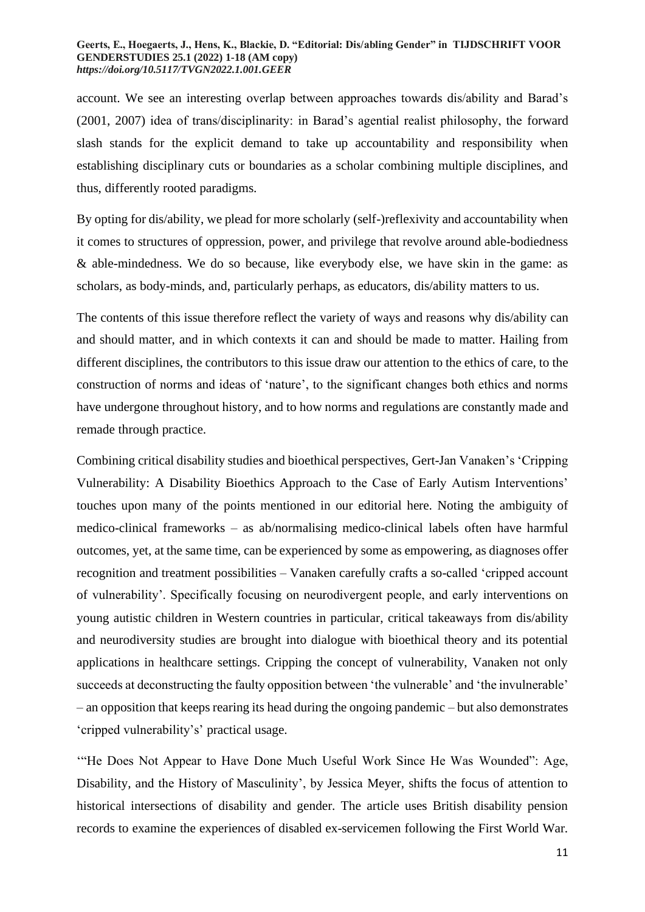account. We see an interesting overlap between approaches towards dis/ability and Barad's (2001, 2007) idea of trans/disciplinarity: in Barad's agential realist philosophy, the forward slash stands for the explicit demand to take up accountability and responsibility when establishing disciplinary cuts or boundaries as a scholar combining multiple disciplines, and thus, differently rooted paradigms.

By opting for dis/ability, we plead for more scholarly (self-)reflexivity and accountability when it comes to structures of oppression, power, and privilege that revolve around able-bodiedness & able-mindedness. We do so because, like everybody else, we have skin in the game: as scholars, as body-minds, and, particularly perhaps, as educators, dis/ability matters to us.

The contents of this issue therefore reflect the variety of ways and reasons why dis/ability can and should matter, and in which contexts it can and should be made to matter. Hailing from different disciplines, the contributors to this issue draw our attention to the ethics of care, to the construction of norms and ideas of 'nature', to the significant changes both ethics and norms have undergone throughout history, and to how norms and regulations are constantly made and remade through practice.

Combining critical disability studies and bioethical perspectives, Gert-Jan Vanaken's 'Cripping Vulnerability: A Disability Bioethics Approach to the Case of Early Autism Interventions' touches upon many of the points mentioned in our editorial here. Noting the ambiguity of medico-clinical frameworks – as ab/normalising medico-clinical labels often have harmful outcomes, yet, at the same time, can be experienced by some as empowering, as diagnoses offer recognition and treatment possibilities – Vanaken carefully crafts a so-called 'cripped account of vulnerability'. Specifically focusing on neurodivergent people, and early interventions on young autistic children in Western countries in particular, critical takeaways from dis/ability and neurodiversity studies are brought into dialogue with bioethical theory and its potential applications in healthcare settings. Cripping the concept of vulnerability, Vanaken not only succeeds at deconstructing the faulty opposition between 'the vulnerable' and 'the invulnerable' – an opposition that keeps rearing its head during the ongoing pandemic – but also demonstrates 'cripped vulnerability's' practical usage.

'"He Does Not Appear to Have Done Much Useful Work Since He Was Wounded": Age, Disability, and the History of Masculinity', by Jessica Meyer, shifts the focus of attention to historical intersections of disability and gender. The article uses British disability pension records to examine the experiences of disabled ex-servicemen following the First World War.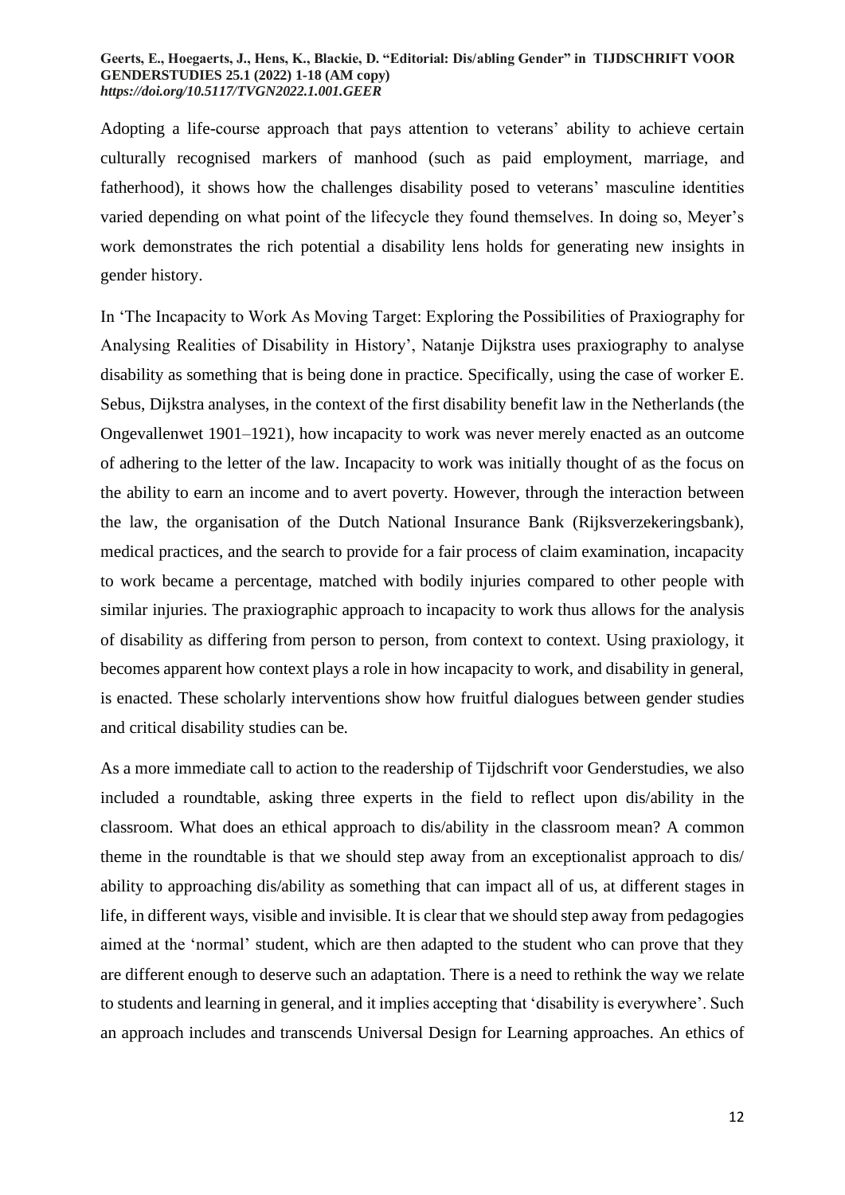Adopting a life-course approach that pays attention to veterans' ability to achieve certain culturally recognised markers of manhood (such as paid employment, marriage, and fatherhood), it shows how the challenges disability posed to veterans' masculine identities varied depending on what point of the lifecycle they found themselves. In doing so, Meyer's work demonstrates the rich potential a disability lens holds for generating new insights in gender history.

In 'The Incapacity to Work As Moving Target: Exploring the Possibilities of Praxiography for Analysing Realities of Disability in History', Natanje Dijkstra uses praxiography to analyse disability as something that is being done in practice. Specifically, using the case of worker E. Sebus, Dijkstra analyses, in the context of the first disability benefit law in the Netherlands (the Ongevallenwet 1901–1921), how incapacity to work was never merely enacted as an outcome of adhering to the letter of the law. Incapacity to work was initially thought of as the focus on the ability to earn an income and to avert poverty. However, through the interaction between the law, the organisation of the Dutch National Insurance Bank (Rijksverzekeringsbank), medical practices, and the search to provide for a fair process of claim examination, incapacity to work became a percentage, matched with bodily injuries compared to other people with similar injuries. The praxiographic approach to incapacity to work thus allows for the analysis of disability as differing from person to person, from context to context. Using praxiology, it becomes apparent how context plays a role in how incapacity to work, and disability in general, is enacted. These scholarly interventions show how fruitful dialogues between gender studies and critical disability studies can be.

As a more immediate call to action to the readership of Tijdschrift voor Genderstudies, we also included a roundtable, asking three experts in the field to reflect upon dis/ability in the classroom. What does an ethical approach to dis/ability in the classroom mean? A common theme in the roundtable is that we should step away from an exceptionalist approach to dis/ ability to approaching dis/ability as something that can impact all of us, at different stages in life, in different ways, visible and invisible. It is clear that we should step away from pedagogies aimed at the 'normal' student, which are then adapted to the student who can prove that they are different enough to deserve such an adaptation. There is a need to rethink the way we relate to students and learning in general, and it implies accepting that 'disability is everywhere'. Such an approach includes and transcends Universal Design for Learning approaches. An ethics of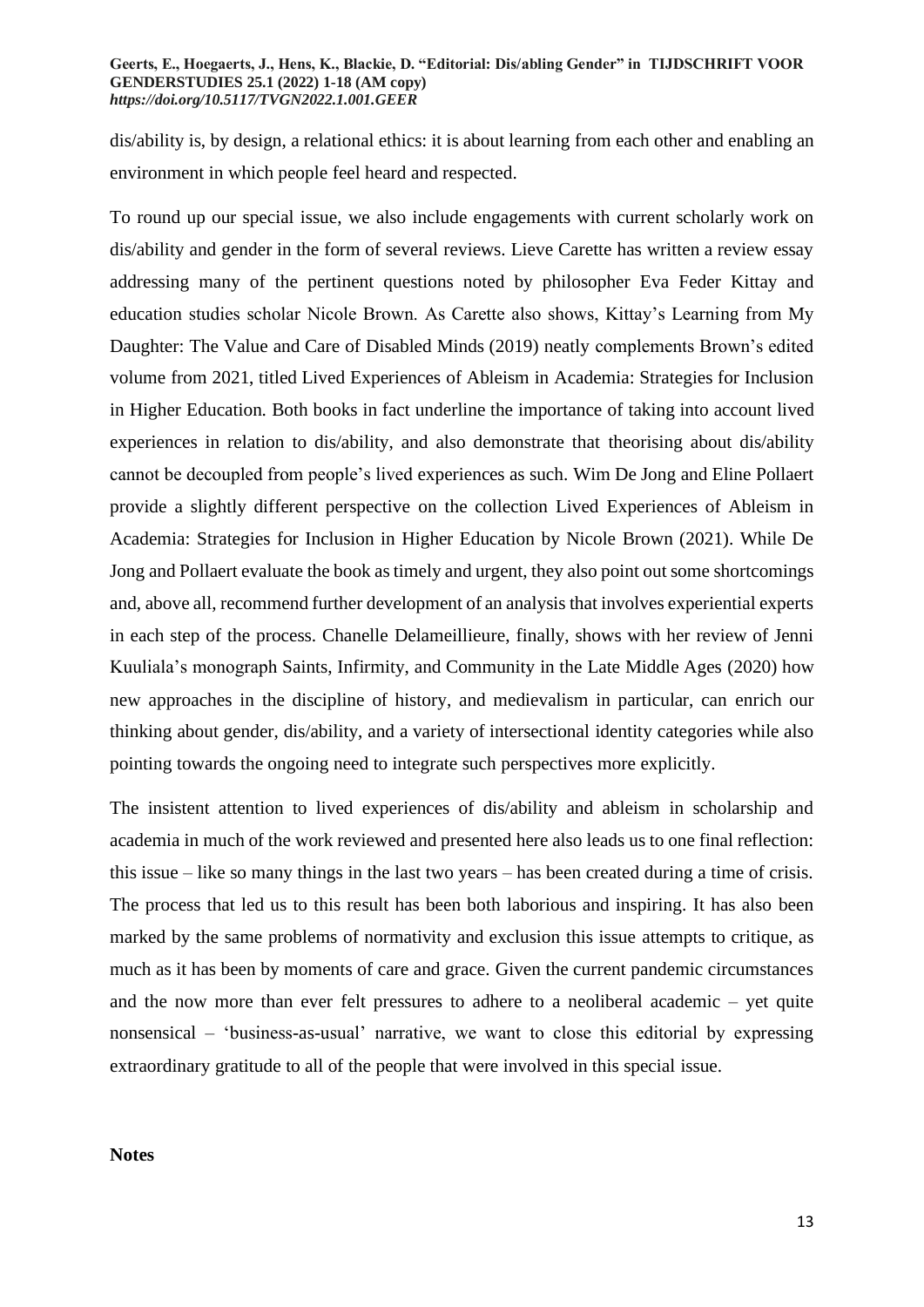dis/ability is, by design, a relational ethics: it is about learning from each other and enabling an environment in which people feel heard and respected.

To round up our special issue, we also include engagements with current scholarly work on dis/ability and gender in the form of several reviews. Lieve Carette has written a review essay addressing many of the pertinent questions noted by philosopher Eva Feder Kittay and education studies scholar Nicole Brown. As Carette also shows, Kittay's Learning from My Daughter: The Value and Care of Disabled Minds (2019) neatly complements Brown's edited volume from 2021, titled Lived Experiences of Ableism in Academia: Strategies for Inclusion in Higher Education. Both books in fact underline the importance of taking into account lived experiences in relation to dis/ability, and also demonstrate that theorising about dis/ability cannot be decoupled from people's lived experiences as such. Wim De Jong and Eline Pollaert provide a slightly different perspective on the collection Lived Experiences of Ableism in Academia: Strategies for Inclusion in Higher Education by Nicole Brown (2021). While De Jong and Pollaert evaluate the book as timely and urgent, they also point out some shortcomings and, above all, recommend further development of an analysis that involves experiential experts in each step of the process. Chanelle Delameillieure, finally, shows with her review of Jenni Kuuliala's monograph Saints, Infirmity, and Community in the Late Middle Ages (2020) how new approaches in the discipline of history, and medievalism in particular, can enrich our thinking about gender, dis/ability, and a variety of intersectional identity categories while also pointing towards the ongoing need to integrate such perspectives more explicitly.

The insistent attention to lived experiences of dis/ability and ableism in scholarship and academia in much of the work reviewed and presented here also leads us to one final reflection: this issue – like so many things in the last two years – has been created during a time of crisis. The process that led us to this result has been both laborious and inspiring. It has also been marked by the same problems of normativity and exclusion this issue attempts to critique, as much as it has been by moments of care and grace. Given the current pandemic circumstances and the now more than ever felt pressures to adhere to a neoliberal academic – yet quite nonsensical – 'business-as-usual' narrative, we want to close this editorial by expressing extraordinary gratitude to all of the people that were involved in this special issue.

**Notes**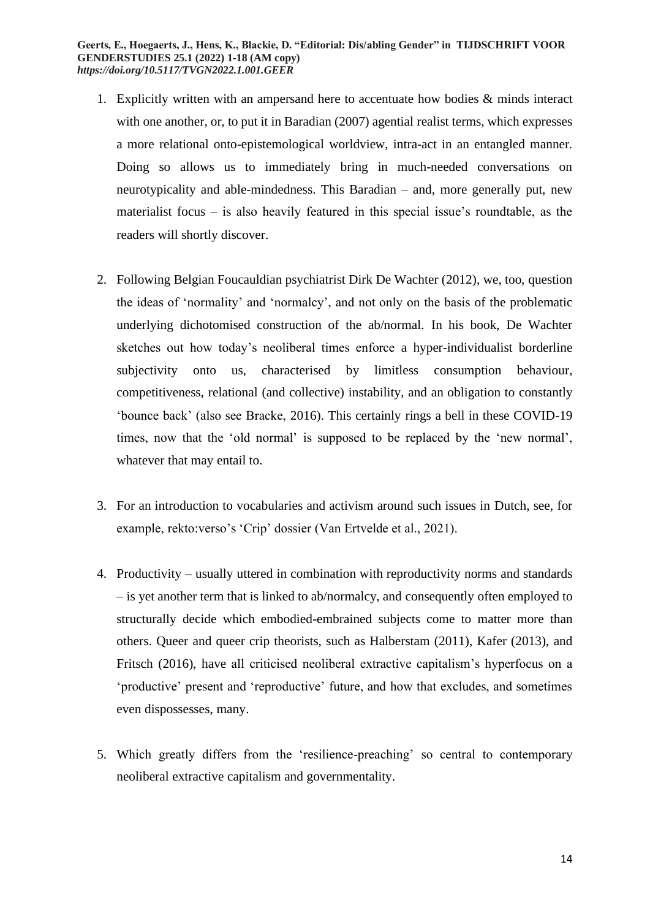1. Explicitly written with an ampersand here to accentuate how bodies & minds interact with one another, or, to put it in Baradian (2007) agential realist terms, which expresses a more relational onto-epistemological worldview, intra-act in an entangled manner. Doing so allows us to immediately bring in much-needed conversations on neurotypicality and able-mindedness. This Baradian – and, more generally put, new materialist focus – is also heavily featured in this special issue's roundtable, as the readers will shortly discover.

2. Following Belgian Foucauldian psychiatrist Dirk De Wachter (2012), we, too, question the ideas of 'normality' and 'normalcy', and not only on the basis of the problematic underlying dichotomised construction of the ab/normal. In his book, De Wachter sketches out how today's neoliberal times enforce a hyper-individualist borderline subjectivity onto us, characterised by limitless consumption behaviour, competitiveness, relational (and collective) instability, and an obligation to constantly 'bounce back' (also see Bracke, 2016). This certainly rings a bell in these COVID-19 times, now that the 'old normal' is supposed to be replaced by the 'new normal', whatever that may entail to.

3. For an introduction to vocabularies and activism around such issues in Dutch, see, for example, rekto:verso's 'Crip' dossier (Van Ertvelde et al., 2021).

4. Productivity – usually uttered in combination with reproductivity norms and standards – is yet another term that is linked to ab/normalcy, and consequently often employed to structurally decide which embodied-embrained subjects come to matter more than others. Queer and queer crip theorists, such as Halberstam (2011), Kafer (2013), and Fritsch (2016), have all criticised neoliberal extractive capitalism's hyperfocus on a 'productive' present and 'reproductive' future, and how that excludes, and sometimes even dispossesses, many.

5. Which greatly differs from the 'resilience-preaching' so central to contemporary neoliberal extractive capitalism and governmentality.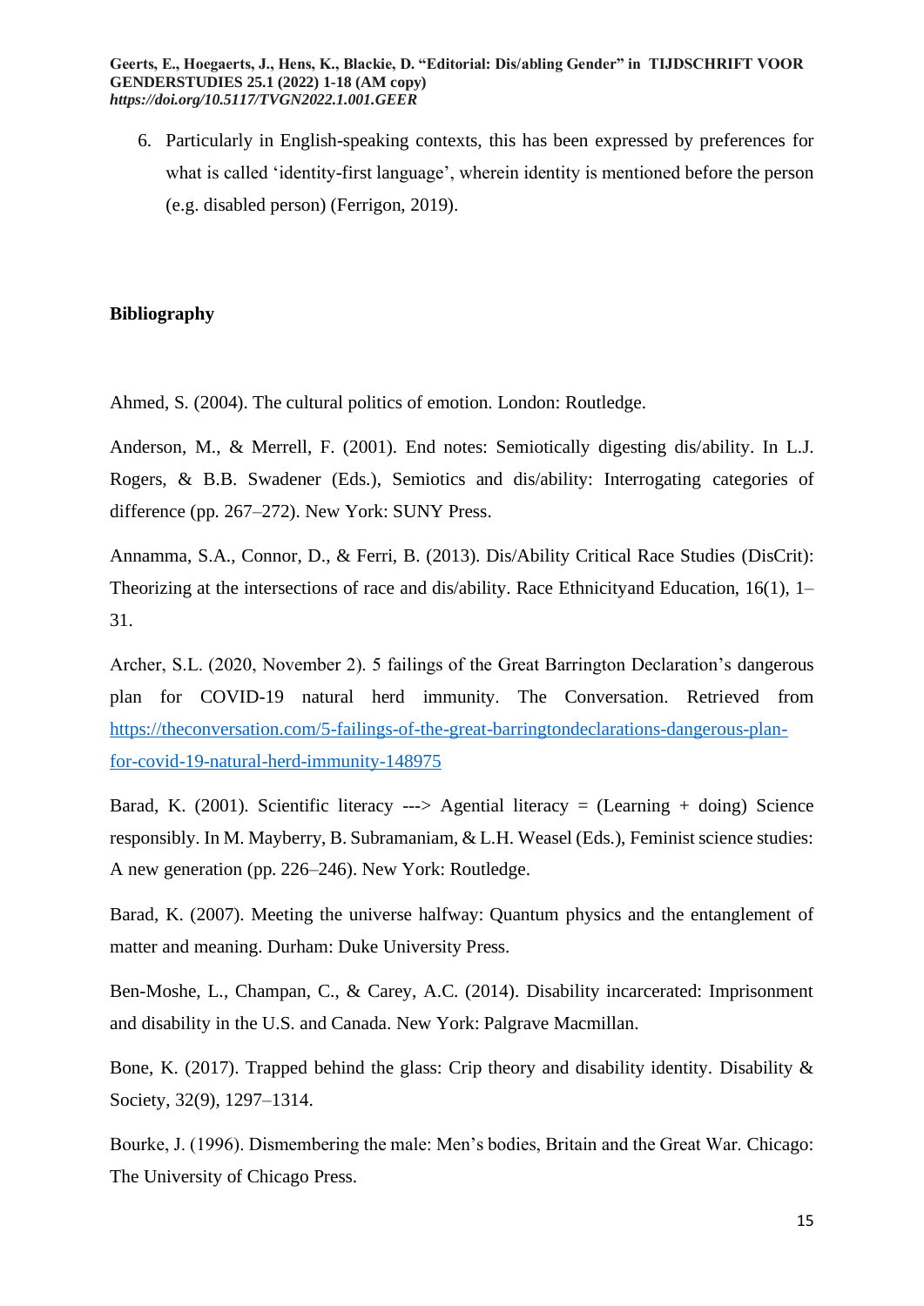6. Particularly in English-speaking contexts, this has been expressed by preferences for what is called 'identity-first language', wherein identity is mentioned before the person (e.g. disabled person) (Ferrigon, 2019).

## Bibliography

Ahmed, S. (2004). The cultural politics of emotion. London: Routledge.

Anderson, M., & Merrell, F. (2001). End notes: Semiotically digesting dis/ability. In L.J. Rogers, & B.B. Swadener (Eds.), Semiotics and dis/ability: Interrogating categories of difference (pp. 267–272). New York: SUNY Press.

Annamma, S.A., Connor, D., & Ferri, B. (2013). Dis/Ability Critical Race Studies (DisCrit): Theorizing at the intersections of race and dis/ability. Race Ethnicityand Education, 16(1), 1–31.

Archer, S.L. (2020, November 2). 5 failings of the Great Barrington Declaration's dangerous plan for COVID-19 natural herd immunity. The Conversation. Retrieved from https://theconversation.com/5-failings-of-the-great-barringtondeclarations-dangerous-plan-for-covid-19-natural-herd-immunity-148975

Barad, K. (2001). Scientific literacy ---> Agential literacy = (Learning + doing) Science responsibly. In M. Mayberry, B. Subramaniam, & L.H. Weasel (Eds.), Feminist science studies: A new generation (pp. 226–246). New York: Routledge.

Barad, K. (2007). Meeting the universe halfway: Quantum physics and the entanglement of matter and meaning. Durham: Duke University Press.

Ben-Moshe, L., Champan, C., & Carey, A.C. (2014). Disability incarcerated: Imprisonment and disability in the U.S. and Canada. New York: Palgrave Macmillan.

Bone, K. (2017). Trapped behind the glass: Crip theory and disability identity. Disability & Society, 32(9), 1297–1314.

Bourke, J. (1996). Dismembering the male: Men's bodies, Britain and the Great War. Chicago: The University of Chicago Press.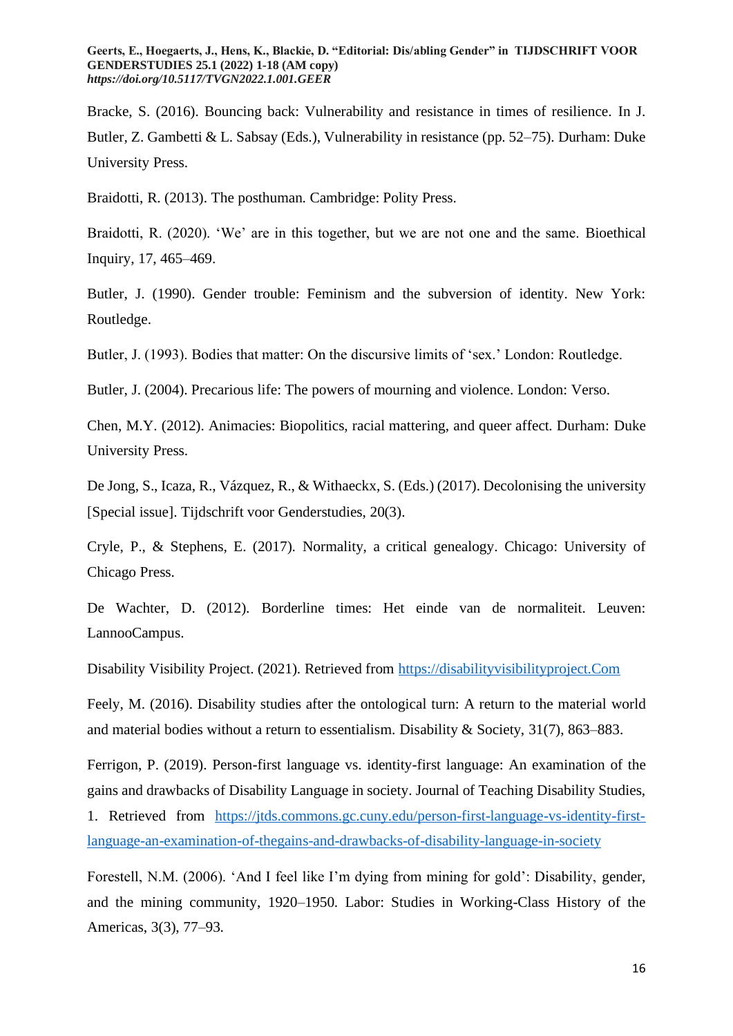Bracke, S. (2016). Bouncing back: Vulnerability and resistance in times of resilience. In J. Butler, Z. Gambetti & L. Sabsay (Eds.), Vulnerability in resistance (pp. 52–75). Durham: Duke University Press.

Braidotti, R. (2013). The posthuman. Cambridge: Polity Press.

Braidotti, R. (2020). 'We' are in this together, but we are not one and the same. Bioethical Inquiry, 17, 465–469.

Butler, J. (1990). Gender trouble: Feminism and the subversion of identity. New York: Routledge.

Butler, J. (1993). Bodies that matter: On the discursive limits of 'sex.' London: Routledge.

Butler, J. (2004). Precarious life: The powers of mourning and violence. London: Verso.

Chen, M.Y. (2012). Animacies: Biopolitics, racial mattering, and queer affect. Durham: Duke University Press.

De Jong, S., Icaza, R., Vázquez, R., & Withaeckx, S. (Eds.) (2017). Decolonising the university [Special issue]. Tijdschrift voor Genderstudies, 20(3).

Cryle, P., & Stephens, E. (2017). Normality, a critical genealogy. Chicago: University of Chicago Press.

De Wachter, D. (2012). Borderline times: Het einde van de normaliteit. Leuven: LannooCampus.

Disability Visibility Project. (2021). Retrieved from https://disabilityvisibilityproject.Com

Feely, M. (2016). Disability studies after the ontological turn: A return to the material world and material bodies without a return to essentialism. Disability & Society, 31(7), 863–883.

Ferrigon, P. (2019). Person-first language vs. identity-first language: An examination of the gains and drawbacks of Disability Language in society. Journal of Teaching Disability Studies, 1. Retrieved from https://jtds.commons.gc.cuny.edu/person-first-language-vs-identity-first-language-an-examination-of-thegains-and-drawbacks-of-disability-language-in-society

Forestell, N.M. (2006). 'And I feel like I'm dying from mining for gold': Disability, gender, and the mining community, 1920–1950. Labor: Studies in Working-Class History of the Americas, 3(3), 77–93.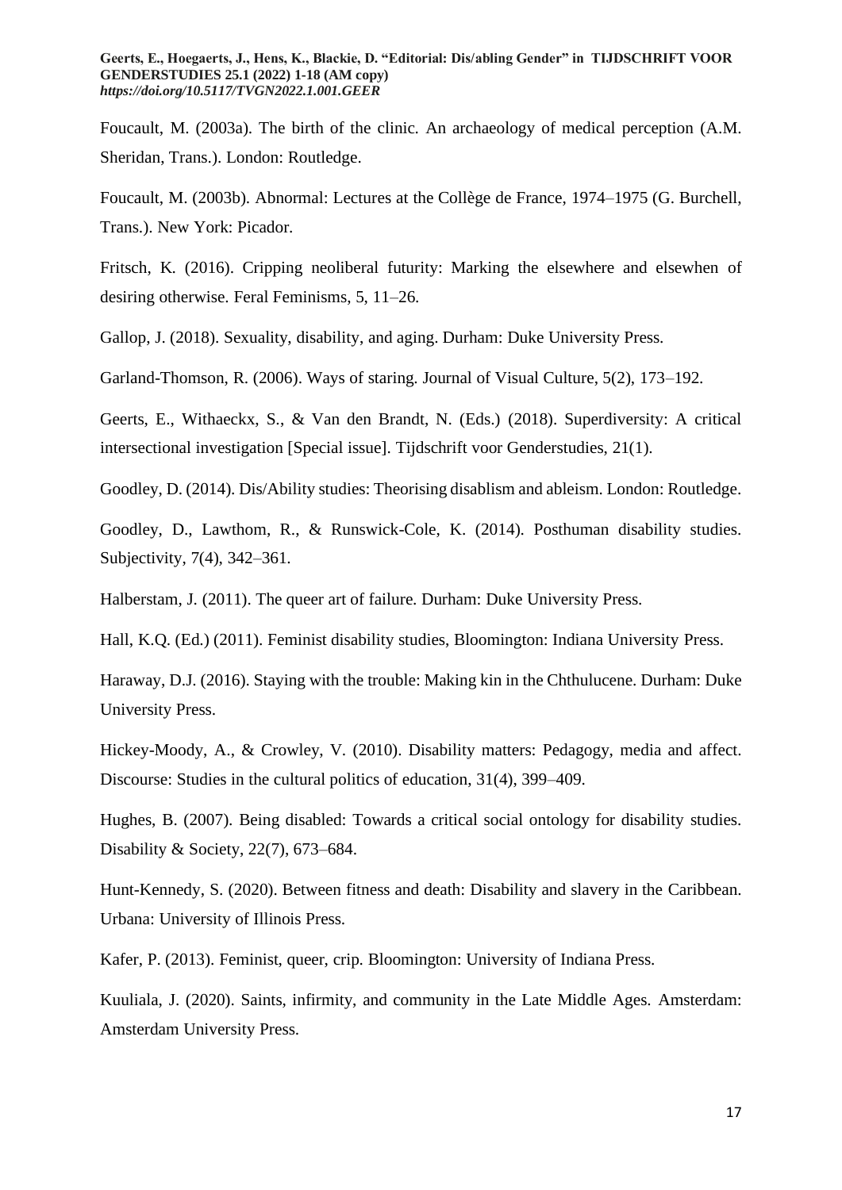Foucault, M. (2003a). The birth of the clinic. An archaeology of medical perception (A.M. Sheridan, Trans.). London: Routledge.

Foucault, M. (2003b). Abnormal: Lectures at the Collège de France, 1974–1975 (G. Burchell, Trans.). New York: Picador.

Fritsch, K. (2016). Cripping neoliberal futurity: Marking the elsewhere and elsewhen of desiring otherwise. Feral Feminisms, 5, 11–26.

Gallop, J. (2018). Sexuality, disability, and aging. Durham: Duke University Press.

Garland-Thomson, R. (2006). Ways of staring. Journal of Visual Culture, 5(2), 173–192.

Geerts, E., Withaeckx, S., & Van den Brandt, N. (Eds.) (2018). Superdiversity: A critical intersectional investigation [Special issue]. Tijdschrift voor Genderstudies, 21(1).

Goodley, D. (2014). Dis/Ability studies: Theorising disablism and ableism. London: Routledge.

Goodley, D., Lawthom, R., & Runswick-Cole, K. (2014). Posthuman disability studies. Subjectivity, 7(4), 342–361.

Halberstam, J. (2011). The queer art of failure. Durham: Duke University Press.

Hall, K.Q. (Ed.) (2011). Feminist disability studies, Bloomington: Indiana University Press.

Haraway, D.J. (2016). Staying with the trouble: Making kin in the Chthulucene. Durham: Duke University Press.

Hickey-Moody, A., & Crowley, V. (2010). Disability matters: Pedagogy, media and affect. Discourse: Studies in the cultural politics of education, 31(4), 399–409.

Hughes, B. (2007). Being disabled: Towards a critical social ontology for disability studies. Disability & Society, 22(7), 673–684.

Hunt-Kennedy, S. (2020). Between fitness and death: Disability and slavery in the Caribbean. Urbana: University of Illinois Press.

Kafer, P. (2013). Feminist, queer, crip. Bloomington: University of Indiana Press.

Kuuliala, J. (2020). Saints, infirmity, and community in the Late Middle Ages. Amsterdam: Amsterdam University Press.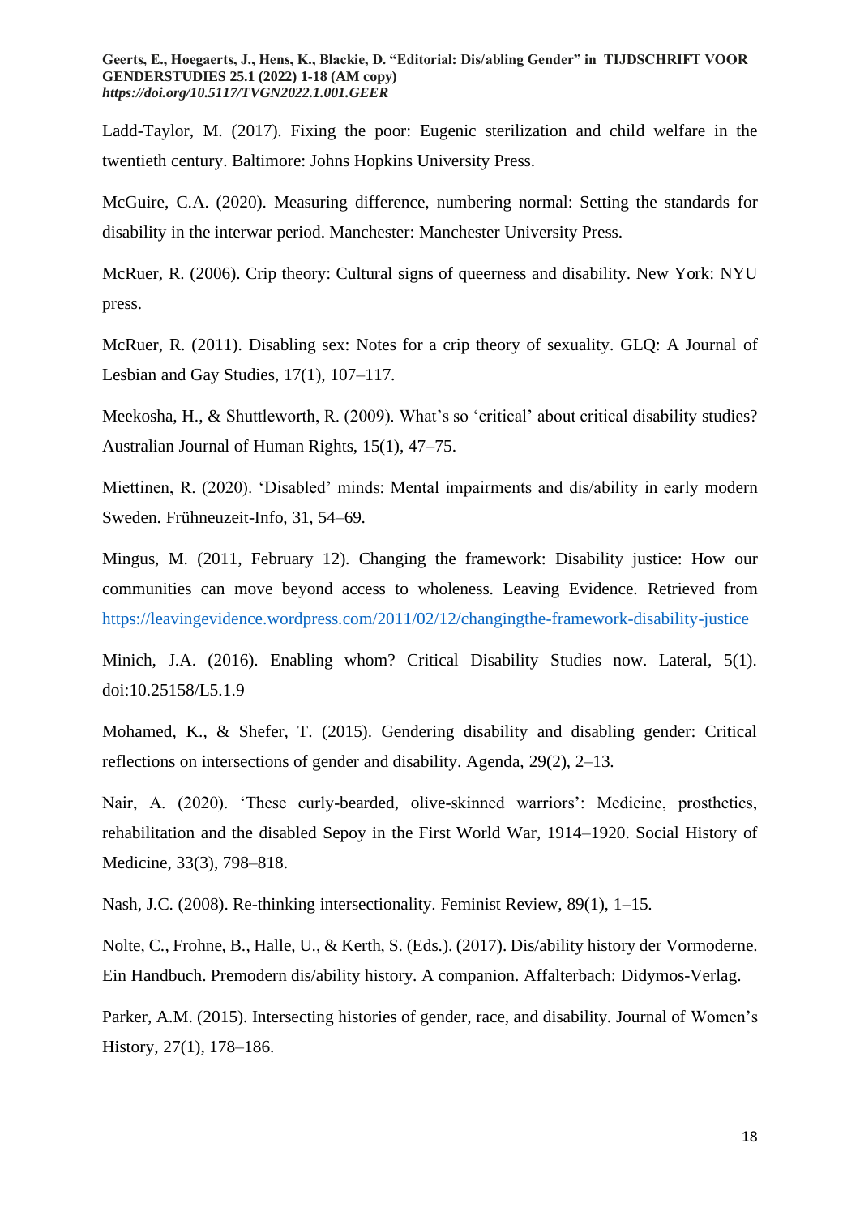Ladd-Taylor, M. (2017). Fixing the poor: Eugenic sterilization and child welfare in the twentieth century. Baltimore: Johns Hopkins University Press.

McGuire, C.A. (2020). Measuring difference, numbering normal: Setting the standards for disability in the interwar period. Manchester: Manchester University Press.

McRuer, R. (2006). Crip theory: Cultural signs of queerness and disability. New York: NYU press.

McRuer, R. (2011). Disabling sex: Notes for a crip theory of sexuality. GLQ: A Journal of Lesbian and Gay Studies, 17(1), 107–117.

Meekosha, H., & Shuttleworth, R. (2009). What's so 'critical' about critical disability studies? Australian Journal of Human Rights, 15(1), 47–75.

Miettinen, R. (2020). 'Disabled' minds: Mental impairments and dis/ability in early modern Sweden. Frühneuzeit-Info, 31, 54–69.

Mingus, M. (2011, February 12). Changing the framework: Disability justice: How our communities can move beyond access to wholeness. Leaving Evidence. Retrieved from https://leavingevidence.wordpress.com/2011/02/12/changingthe-framework-disability-justice

Minich, J.A. (2016). Enabling whom? Critical Disability Studies now. Lateral, 5(1). doi:10.25158/L5.1.9

Mohamed, K., & Shefer, T. (2015). Gendering disability and disabling gender: Critical reflections on intersections of gender and disability. Agenda, 29(2), 2–13.

Nair, A. (2020). 'These curly-bearded, olive-skinned warriors': Medicine, prosthetics, rehabilitation and the disabled Sepoy in the First World War, 1914–1920. Social History of Medicine, 33(3), 798–818.

Nash, J.C. (2008). Re-thinking intersectionality. Feminist Review, 89(1), 1–15.

Nolte, C., Frohne, B., Halle, U., & Kerth, S. (Eds.). (2017). Dis/ability history der Vormoderne. Ein Handbuch. Premodern dis/ability history. A companion. Affalterbach: Didymos-Verlag.

Parker, A.M. (2015). Intersecting histories of gender, race, and disability. Journal of Women's History, 27(1), 178–186.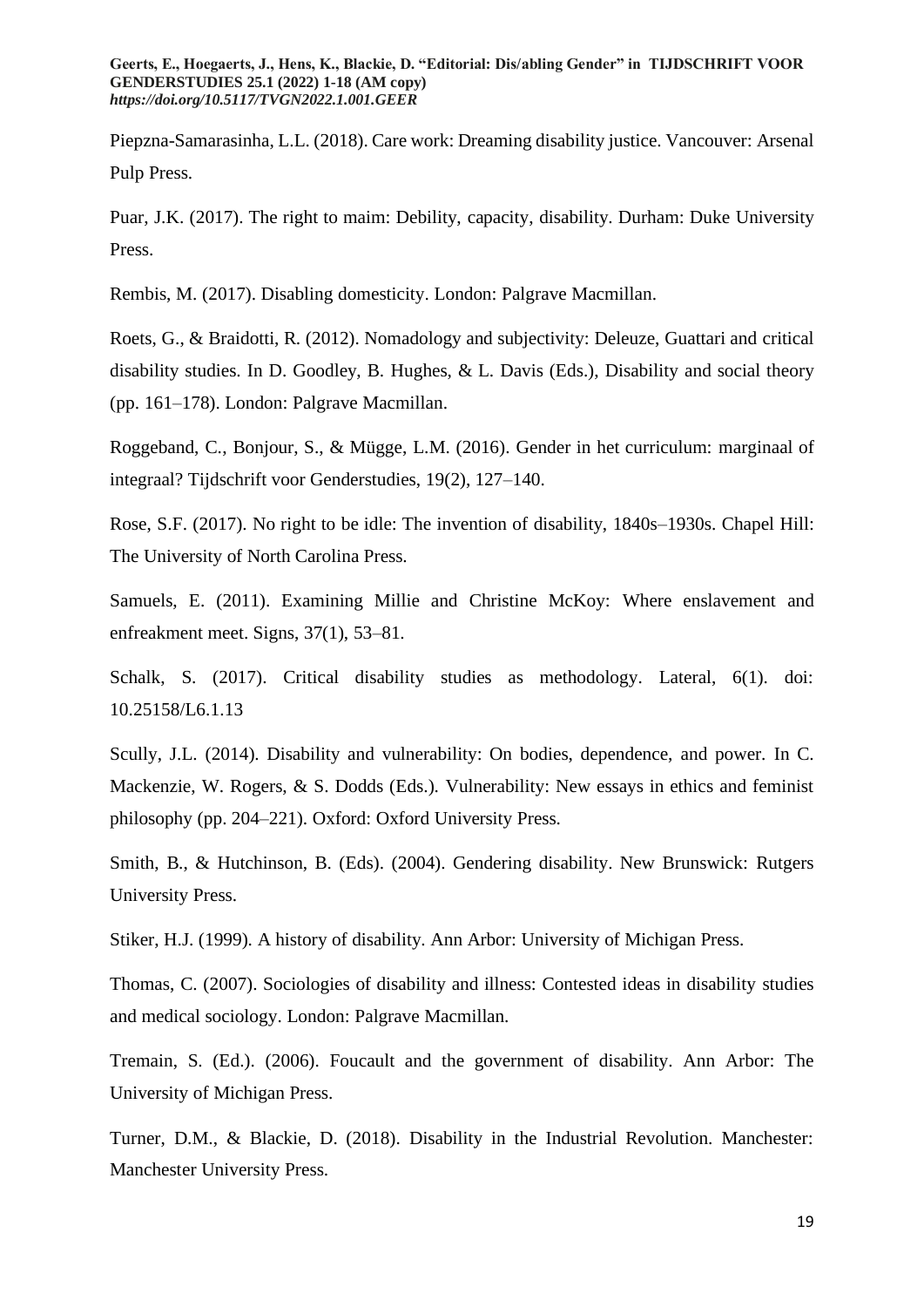Piepzna-Samarasinha, L.L. (2018). Care work: Dreaming disability justice. Vancouver: Arsenal Pulp Press.

Puar, J.K. (2017). The right to maim: Debility, capacity, disability. Durham: Duke University Press.

Rembis, M. (2017). Disabling domesticity. London: Palgrave Macmillan.

Roets, G., & Braidotti, R. (2012). Nomadology and subjectivity: Deleuze, Guattari and critical disability studies. In D. Goodley, B. Hughes, & L. Davis (Eds.), Disability and social theory (pp. 161–178). London: Palgrave Macmillan.

Roggeband, C., Bonjour, S., & Mügge, L.M. (2016). Gender in het curriculum: marginaal of integraal? Tijdschrift voor Genderstudies, 19(2), 127–140.

Rose, S.F. (2017). No right to be idle: The invention of disability, 1840s–1930s. Chapel Hill: The University of North Carolina Press.

Samuels, E. (2011). Examining Millie and Christine McKoy: Where enslavement and enfreakment meet. Signs, 37(1), 53–81.

Schalk, S. (2017). Critical disability studies as methodology. Lateral, 6(1). doi: 10.25158/L6.1.13

Scully, J.L. (2014). Disability and vulnerability: On bodies, dependence, and power. In C. Mackenzie, W. Rogers, & S. Dodds (Eds.). Vulnerability: New essays in ethics and feminist philosophy (pp. 204–221). Oxford: Oxford University Press.

Smith, B., & Hutchinson, B. (Eds). (2004). Gendering disability. New Brunswick: Rutgers University Press.

Stiker, H.J. (1999). A history of disability. Ann Arbor: University of Michigan Press.

Thomas, C. (2007). Sociologies of disability and illness: Contested ideas in disability studies and medical sociology. London: Palgrave Macmillan.

Tremain, S. (Ed.). (2006). Foucault and the government of disability. Ann Arbor: The University of Michigan Press.

Turner, D.M., & Blackie, D. (2018). Disability in the Industrial Revolution. Manchester: Manchester University Press.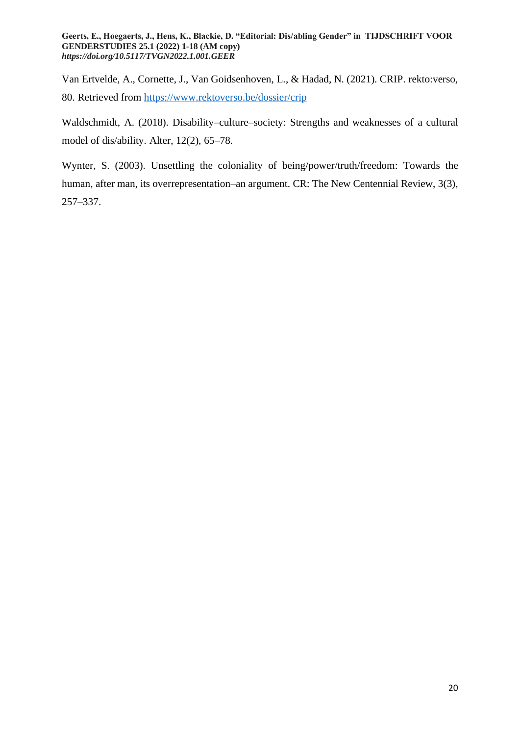Van Ertvelde, A., Cornette, J., Van Goidsenhoven, L., & Hadad, N. (2021). CRIP. rekto:verso, 80. Retrieved from https://www.rektoverso.be/dossier/crip

Waldschmidt, A. (2018). Disability–culture–society: Strengths and weaknesses of a cultural model of dis/ability. Alter, 12(2), 65–78.

Wynter, S. (2003). Unsettling the coloniality of being/power/truth/freedom: Towards the human, after man, its overrepresentation–an argument. CR: The New Centennial Review, 3(3), 257–337.